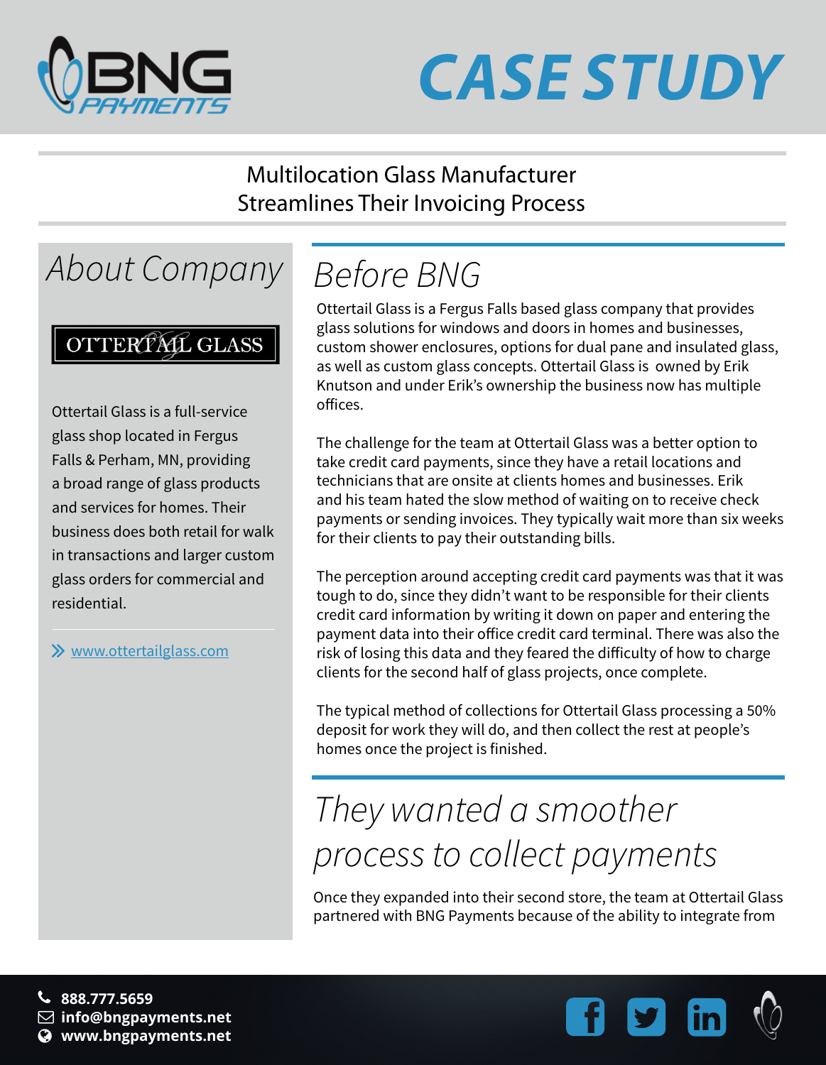# CASE STUDY

## Multilocation Glass Manufacturer Streamlines Their Invoicing Process

## About Company

OTTERTAIL GLASS

Ottertail Glass is a full-service glass shop located in Fergus Falls & Perham, MN, providing a broad range of glass products and services for homes. Their business does both retail for walk in transactions and larger custom glass orders for commercial and residential.

» www.ottertailglass.com

## Before BNG

Ottertail Glass is a Fergus Falls based glass company that provides glass solutions for windows and doors in homes and businesses, custom shower enclosures, options for dual pane and insulated glass, as well as custom glass concepts. Ottertail Glass is owned by Erik Knutson and under Erik's ownership the business now has multiple offices.

The challenge for the team at Ottertail Glass was a better option to take credit card payments, since they have a retail locations and technicians that are onsite at clients homes and businesses. Erik and his team hated the slow method of waiting on to receive check payments or sending invoices. They typically wait more than six weeks for their clients to pay their outstanding bills.

The perception around accepting credit card payments was that it was tough to do, since they didn't want to be responsible for their clients credit card information by writing it down on paper and entering the payment data into their office credit card terminal. There was also the risk of losing this data and they feared the difficulty of how to charge clients for the second half of glass projects, once complete.

The typical method of collections for Ottertail Glass processing a 50% deposit for work they will do, and then collect the rest at people's homes once the project is finished.

## They wanted a smoother process to collect payments

Once they expanded into their second store, the team at Ottertail Glass partnered with BNG Payments because of the ability to integrate from

888.777.5659
info@bngpayments.net
www.bngpayments.net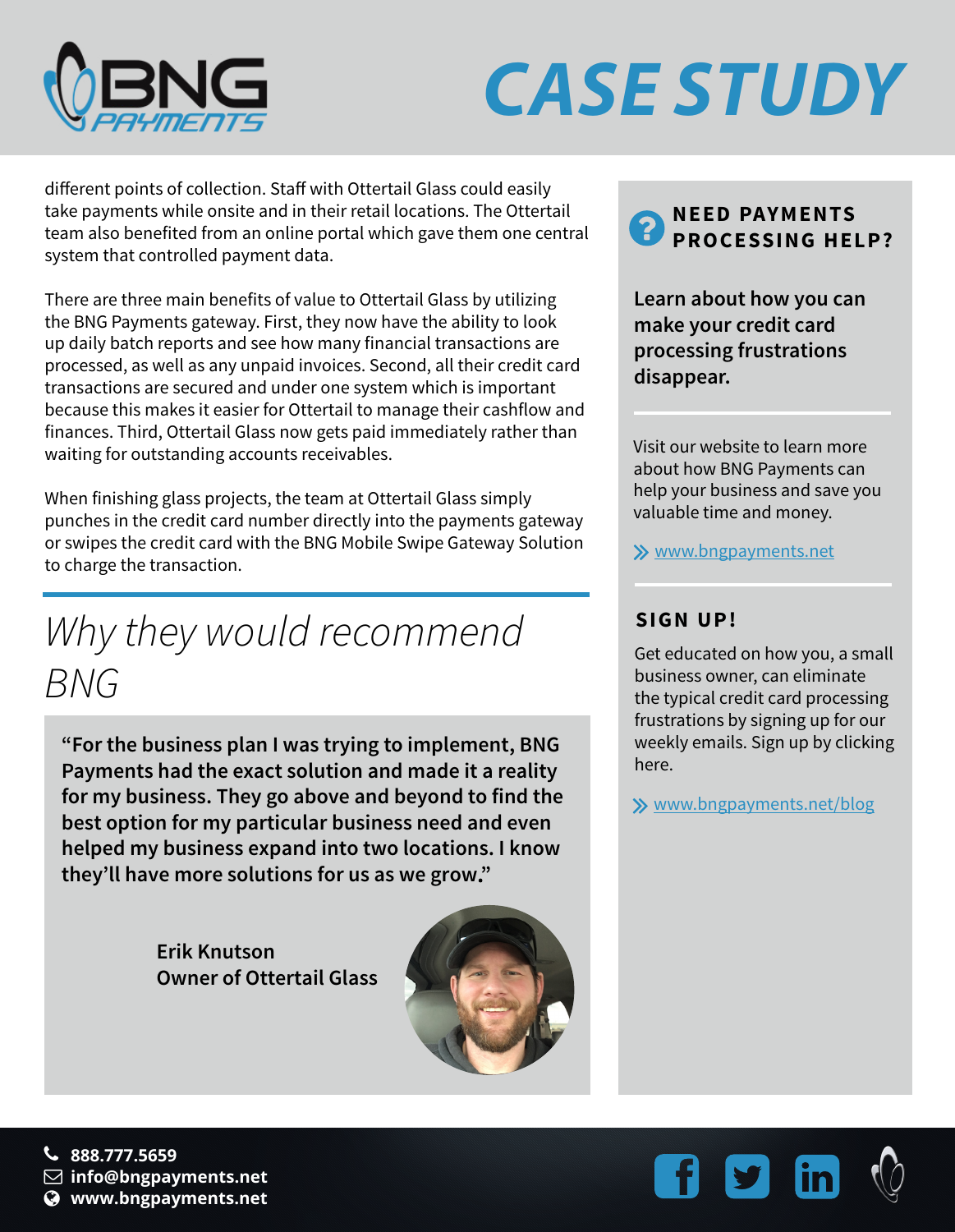# CASE STUDY

different points of collection. Staff with Ottertail Glass could easily take payments while onsite and in their retail locations. The Ottertail team also benefited from an online portal which gave them one central system that controlled payment data.

There are three main benefits of value to Ottertail Glass by utilizing the BNG Payments gateway. First, they now have the ability to look up daily batch reports and see how many financial transactions are processed, as well as any unpaid invoices. Second, all their credit card transactions are secured and under one system which is important because this makes it easier for Ottertail to manage their cashflow and finances. Third, Ottertail Glass now gets paid immediately rather than waiting for outstanding accounts receivables.

When finishing glass projects, the team at Ottertail Glass simply punches in the credit card number directly into the payments gateway or swipes the credit card with the BNG Mobile Swipe Gateway Solution to charge the transaction.

## *Why they would recommend BNG*

**"For the business plan I was trying to implement, BNG Payments had the exact solution and made it a reality for my business. They go above and beyond to find the best option for my particular business need and even helped my business expand into two locations. I know they'll have more solutions for us as we grow."**

**Erik Knutson**
**Owner of Ottertail Glass**

### NEED PAYMENTS PROCESSING HELP?

**Learn about how you can make your credit card processing frustrations disappear.**

Visit our website to learn more about how BNG Payments can help your business and save you valuable time and money.

» www.bngpayments.net

### SIGN UP!

Get educated on how you, a small business owner, can eliminate the typical credit card processing frustrations by signing up for our weekly emails. Sign up by clicking here.

» www.bngpayments.net/blog

**888.777.5659**
**info@bngpayments.net**
**www.bngpayments.net**